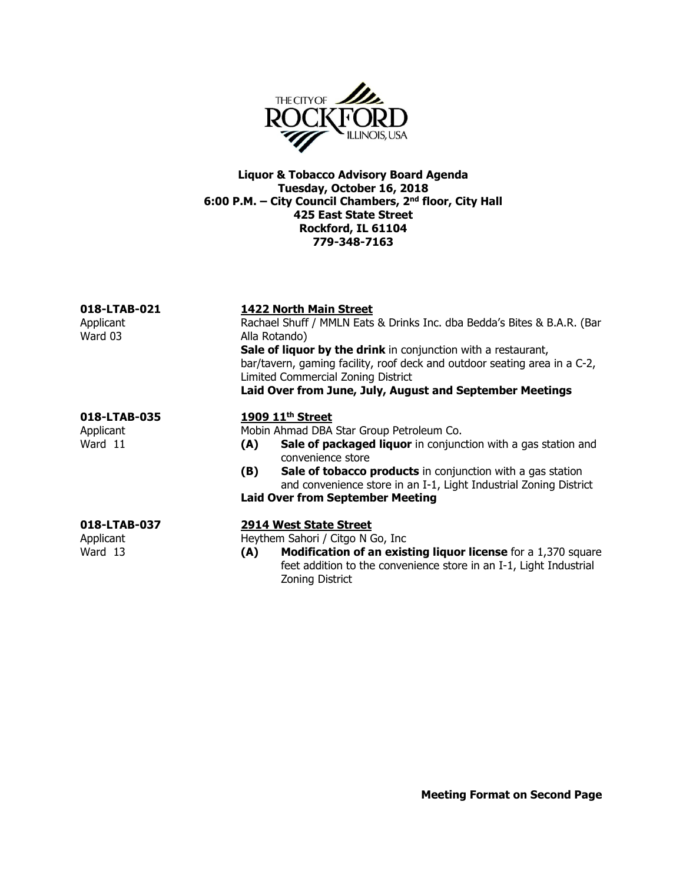# Liquor & Tobacco Advisory Board Agenda

**Tuesday, October 16, 2018**
**6:00 P.M. – City Council Chambers, 2nd floor, City Hall**
**425 East State Street**
**Rockford, IL 61104**
**779-348-7163**

---

**018-LTAB-021**
Applicant
Ward 03

**1422 North Main Street**
Rachael Shuff / MMLN Eats & Drinks Inc. dba Bedda's Bites & B.A.R. (Bar Alla Rotando)
**Sale of liquor by the drink** in conjunction with a restaurant, bar/tavern, gaming facility, roof deck and outdoor seating area in a C-2, Limited Commercial Zoning District
**Laid Over from June, July, August and September Meetings**

---

**018-LTAB-035**
Applicant
Ward 11

**1909 11th Street**
Mobin Ahmad DBA Star Group Petroleum Co.

- **(A)** **Sale of packaged liquor** in conjunction with a gas station and convenience store
- **(B)** **Sale of tobacco products** in conjunction with a gas station and convenience store in an I-1, Light Industrial Zoning District

**Laid Over from September Meeting**

---

**018-LTAB-037**
Applicant
Ward 13

**2914 West State Street**
Heythem Sahori / Citgo N Go, Inc

- **(A)** **Modification of an existing liquor license** for a 1,370 square feet addition to the convenience store in an I-1, Light Industrial Zoning District

---

**Meeting Format on Second Page**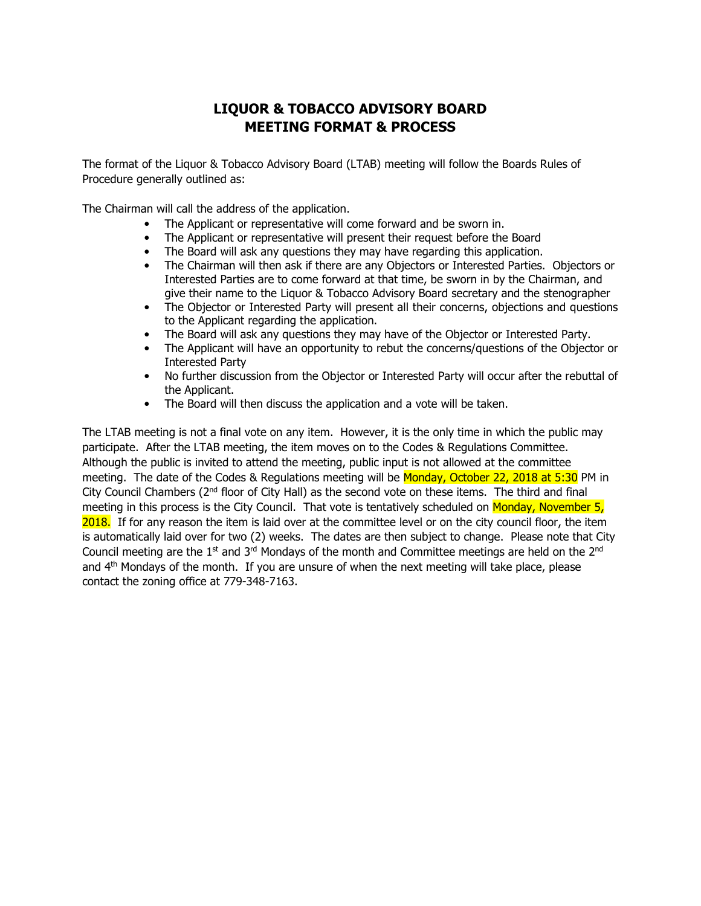# LIQUOR & TOBACCO ADVISORY BOARD MEETING FORMAT & PROCESS

The format of the Liquor & Tobacco Advisory Board (LTAB) meeting will follow the Boards Rules of Procedure generally outlined as:

The Chairman will call the address of the application.

- The Applicant or representative will come forward and be sworn in.
- The Applicant or representative will present their request before the Board
- The Board will ask any questions they may have regarding this application.
- The Chairman will then ask if there are any Objectors or Interested Parties. Objectors or Interested Parties are to come forward at that time, be sworn in by the Chairman, and give their name to the Liquor & Tobacco Advisory Board secretary and the stenographer
- The Objector or Interested Party will present all their concerns, objections and questions to the Applicant regarding the application.
- The Board will ask any questions they may have of the Objector or Interested Party.
- The Applicant will have an opportunity to rebut the concerns/questions of the Objector or Interested Party
- No further discussion from the Objector or Interested Party will occur after the rebuttal of the Applicant.
- The Board will then discuss the application and a vote will be taken.

The LTAB meeting is not a final vote on any item. However, it is the only time in which the public may participate. After the LTAB meeting, the item moves on to the Codes & Regulations Committee. Although the public is invited to attend the meeting, public input is not allowed at the committee meeting. The date of the Codes & Regulations meeting will be Monday, October 22, 2018 at 5:30 PM in City Council Chambers (2nd floor of City Hall) as the second vote on these items. The third and final meeting in this process is the City Council. That vote is tentatively scheduled on Monday, November 5, 2018. If for any reason the item is laid over at the committee level or on the city council floor, the item is automatically laid over for two (2) weeks. The dates are then subject to change. Please note that City Council meeting are the 1st and 3rd Mondays of the month and Committee meetings are held on the 2nd and 4th Mondays of the month. If you are unsure of when the next meeting will take place, please contact the zoning office at 779-348-7163.